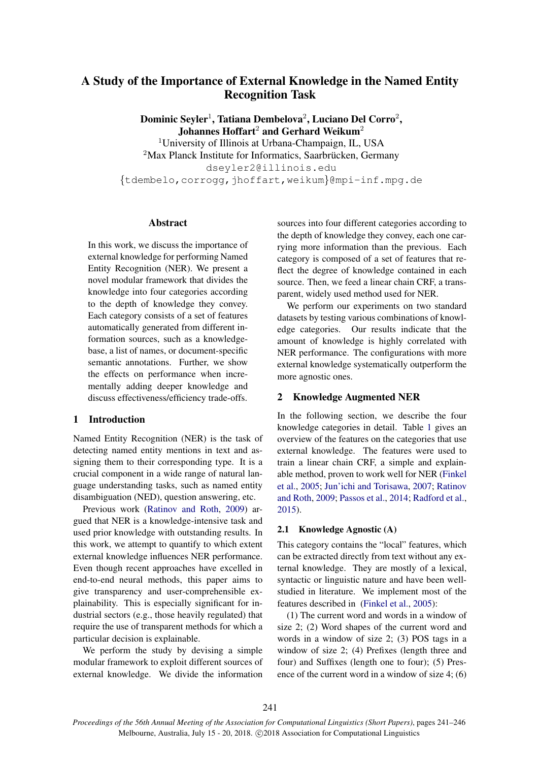# A Study of the Importance of External Knowledge in the Named Entity Recognition Task

**Dominic Seyler[1], Tatiana Dembelova[2], Luciano Del Corro[2], Johannes Hoffart[2] and Gerhard Weikum[2]**

[1]University of Illinois at Urbana-Champaign, IL, USA
[2]Max Planck Institute for Informatics, Saarbrücken, Germany
dseyler2@illinois.edu
{tdembelo,corrogg,jhoffart,weikum}@mpi-inf.mpg.de

## Abstract

In this work, we discuss the importance of external knowledge for performing Named Entity Recognition (NER). We present a novel modular framework that divides the knowledge into four categories according to the depth of knowledge they convey. Each category consists of a set of features automatically generated from different information sources, such as a knowledge-base, a list of names, or document-specific semantic annotations. Further, we show the effects on performance when incrementally adding deeper knowledge and discuss effectiveness/efficiency trade-offs.

## 1 Introduction

Named Entity Recognition (NER) is the task of detecting named entity mentions in text and assigning them to their corresponding type. It is a crucial component in a wide range of natural language understanding tasks, such as named entity disambiguation (NED), question answering, etc.

Previous work (Ratinov and Roth, 2009) argued that NER is a knowledge-intensive task and used prior knowledge with outstanding results. In this work, we attempt to quantify to which extent external knowledge influences NER performance. Even though recent approaches have excelled in end-to-end neural methods, this paper aims to give transparency and user-comprehensible explainability. This is especially significant for industrial sectors (e.g., those heavily regulated) that require the use of transparent methods for which a particular decision is explainable.

We perform the study by devising a simple modular framework to exploit different sources of external knowledge. We divide the information sources into four different categories according to the depth of knowledge they convey, each one carrying more information than the previous. Each category is composed of a set of features that reflect the degree of knowledge contained in each source. Then, we feed a linear chain CRF, a transparent, widely used method used for NER.

We perform our experiments on two standard datasets by testing various combinations of knowledge categories. Our results indicate that the amount of knowledge is highly correlated with NER performance. The configurations with more external knowledge systematically outperform the more agnostic ones.

## 2 Knowledge Augmented NER

In the following section, we describe the four knowledge categories in detail. Table 1 gives an overview of the features on the categories that use external knowledge. The features were used to train a linear chain CRF, a simple and explainable method, proven to work well for NER (Finkel et al., 2005; Jun'ichi and Torisawa, 2007; Ratinov and Roth, 2009; Passos et al., 2014; Radford et al., 2015).

### 2.1 Knowledge Agnostic (A)

This category contains the "local" features, which can be extracted directly from text without any external knowledge. They are mostly of a lexical, syntactic or linguistic nature and have been well-studied in literature. We implement most of the features described in (Finkel et al., 2005):

(1) The current word and words in a window of size 2; (2) Word shapes of the current word and words in a window of size 2; (3) POS tags in a window of size 2; (4) Prefixes (length three and four) and Suffixes (length one to four); (5) Presence of the current word in a window of size 4; (6)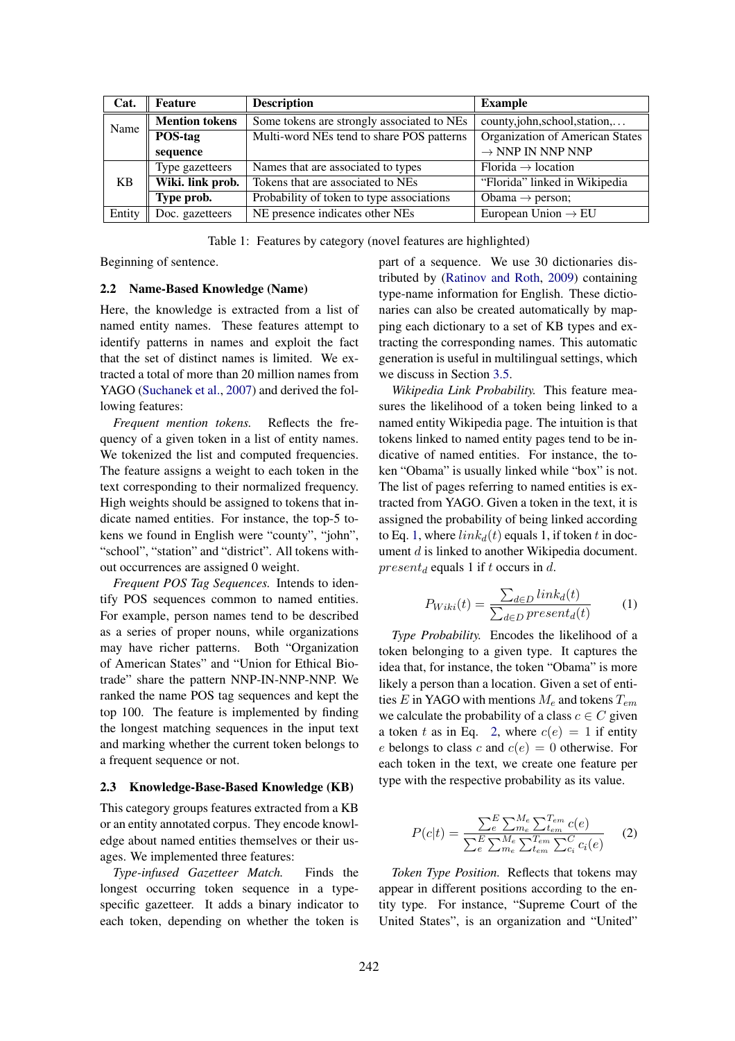| Cat. | Feature | Description | Example |
|---|---|---|---|
| Name | **Mention tokens** | Some tokens are strongly associated to NEs | county,john,school,station,... |
| | **POS-tag sequence** | Multi-word NEs tend to share POS patterns | Organization of American States → NNP IN NNP NNP |
| KB | Type gazetteers | Names that are associated to types | Florida → location |
| | **Wiki. link prob.** | Tokens that are associated to NEs | "Florida" linked in Wikipedia |
| | **Type prob.** | Probability of token to type associations | Obama → person; |
| Entity | Doc. gazetteers | NE presence indicates other NEs | European Union → EU |

Table 1: Features by category (novel features are highlighted)

Beginning of sentence.

### 2.2 Name-Based Knowledge (Name)

Here, the knowledge is extracted from a list of named entity names. These features attempt to identify patterns in names and exploit the fact that the set of distinct names is limited. We extracted a total of more than 20 million names from YAGO (Suchanek et al., 2007) and derived the following features:

*Frequent mention tokens.* Reflects the frequency of a given token in a list of entity names. We tokenized the list and computed frequencies. The feature assigns a weight to each token in the text corresponding to their normalized frequency. High weights should be assigned to tokens that indicate named entities. For instance, the top-5 tokens we found in English were "county", "john", "school", "station" and "district". All tokens without occurrences are assigned 0 weight.

*Frequent POS Tag Sequences.* Intends to identify POS sequences common to named entities. For example, person names tend to be described as a series of proper nouns, while organizations may have richer patterns. Both "Organization of American States" and "Union for Ethical Biotrade" share the pattern NNP-IN-NNP-NNP. We ranked the name POS tag sequences and kept the top 100. The feature is implemented by finding the longest matching sequences in the input text and marking whether the current token belongs to a frequent sequence or not.

### 2.3 Knowledge-Base-Based Knowledge (KB)

This category groups features extracted from a KB or an entity annotated corpus. They encode knowledge about named entities themselves or their usages. We implemented three features:

*Type-infused Gazetteer Match.* Finds the longest occurring token sequence in a type-specific gazetteer. It adds a binary indicator to each token, depending on whether the token is part of a sequence. We use 30 dictionaries distributed by (Ratinov and Roth, 2009) containing type-name information for English. These dictionaries can also be created automatically by mapping each dictionary to a set of KB types and extracting the corresponding names. This automatic generation is useful in multilingual settings, which we discuss in Section 3.5.

*Wikipedia Link Probability.* This feature measures the likelihood of a token being linked to a named entity Wikipedia page. The intuition is that tokens linked to named entity pages tend to be indicative of named entities. For instance, the token "Obama" is usually linked while "box" is not. The list of pages referring to named entities is extracted from YAGO. Given a token in the text, it is assigned the probability of being linked according to Eq. 1, where $link_d(t)$ equals 1, if token $t$ in document $d$ is linked to another Wikipedia document. $present_d$ equals 1 if $t$ occurs in $d$.

$$P_{Wiki}(t) = \frac{\sum_{d \in D} link_d(t)}{\sum_{d \in D} present_d(t)} \tag{1}$$

*Type Probability.* Encodes the likelihood of a token belonging to a given type. It captures the idea that, for instance, the token "Obama" is more likely a person than a location. Given a set of entities $E$ in YAGO with mentions $M_e$ and tokens $T_{em}$ we calculate the probability of a class $c \in C$ given a token $t$ as in Eq. 2, where $c(e) = 1$ if entity $e$ belongs to class $c$ and $c(e) = 0$ otherwise. For each token in the text, we create one feature per type with the respective probability as its value.

$$P(c|t) = \frac{\sum_{e}^{E} \sum_{m_e}^{M_e} \sum_{t_{em}}^{T_{em}} c(e)}{\sum_{e}^{E} \sum_{m_e}^{M_e} \sum_{t_{em}}^{T_{em}} \sum_{c_i}^{C} c_i(e)} \tag{2}$$

*Token Type Position.* Reflects that tokens may appear in different positions according to the entity type. For instance, "Supreme Court of the United States", is an organization and "United"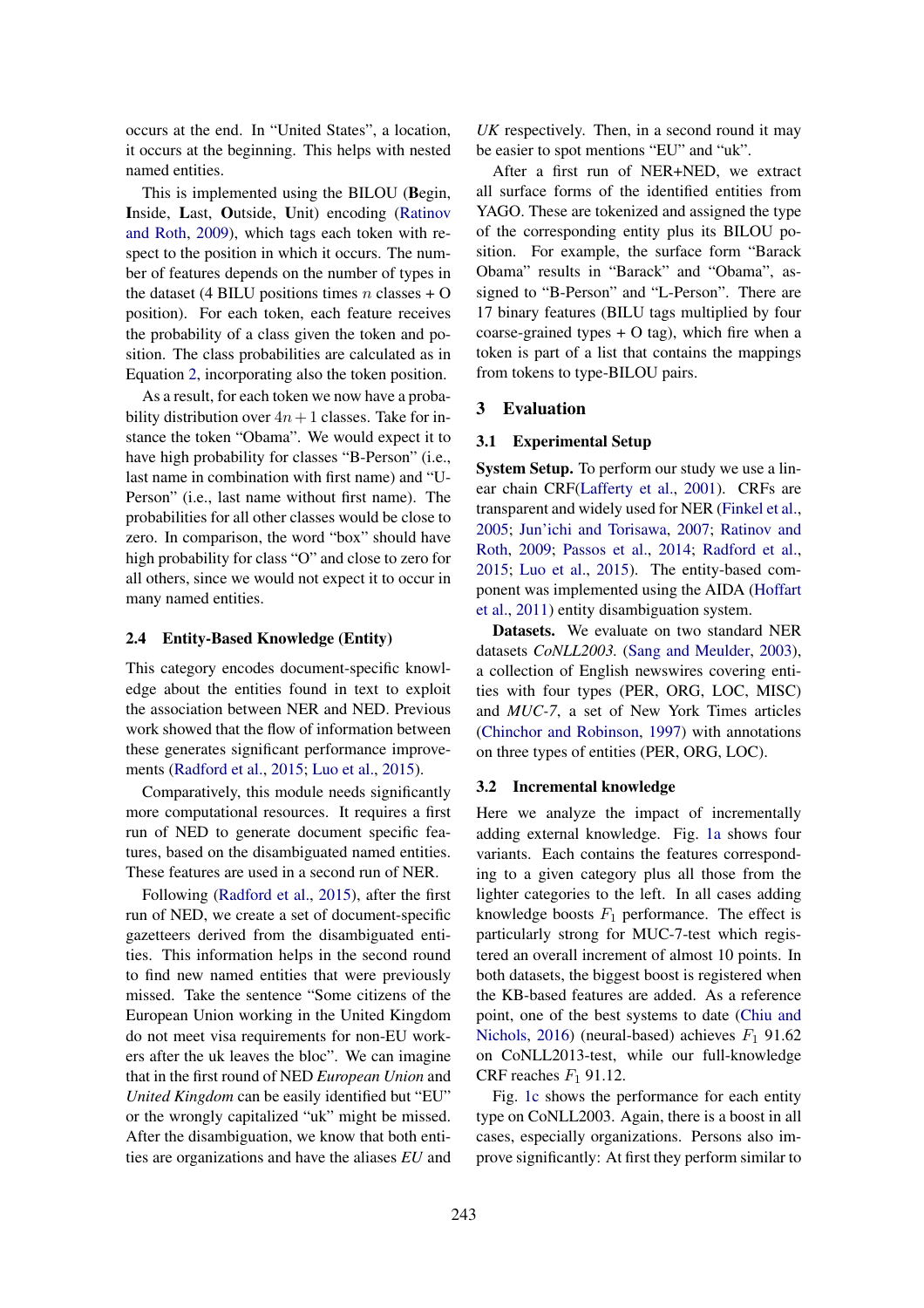occurs at the end. In "United States", a location, it occurs at the beginning. This helps with nested named entities.

This is implemented using the BILOU (**B**egin, **I**nside, **L**ast, **O**utside, **U**nit) encoding (Ratinov and Roth, 2009), which tags each token with respect to the position in which it occurs. The number of features depends on the number of types in the dataset (4 BILU positions times $n$ classes + O position). For each token, each feature receives the probability of a class given the token and position. The class probabilities are calculated as in Equation 2, incorporating also the token position.

As a result, for each token we now have a probability distribution over $4n + 1$ classes. Take for instance the token "Obama". We would expect it to have high probability for classes "B-Person" (i.e., last name in combination with first name) and "U-Person" (i.e., last name without first name). The probabilities for all other classes would be close to zero. In comparison, the word "box" should have high probability for class "O" and close to zero for all others, since we would not expect it to occur in many named entities.

### 2.4 Entity-Based Knowledge (Entity)

This category encodes document-specific knowledge about the entities found in text to exploit the association between NER and NED. Previous work showed that the flow of information between these generates significant performance improvements (Radford et al., 2015; Luo et al., 2015).

Comparatively, this module needs significantly more computational resources. It requires a first run of NED to generate document specific features, based on the disambiguated named entities. These features are used in a second run of NER.

Following (Radford et al., 2015), after the first run of NED, we create a set of document-specific gazetteers derived from the disambiguated entities. This information helps in the second round to find new named entities that were previously missed. Take the sentence "Some citizens of the European Union working in the United Kingdom do not meet visa requirements for non-EU workers after the uk leaves the bloc". We can imagine that in the first round of NED *European Union* and *United Kingdom* can be easily identified but "EU" or the wrongly capitalized "uk" might be missed. After the disambiguation, we know that both entities are organizations and have the aliases *EU* and *UK* respectively. Then, in a second round it may be easier to spot mentions "EU" and "uk".

After a first run of NER+NED, we extract all surface forms of the identified entities from YAGO. These are tokenized and assigned the type of the corresponding entity plus its BILOU position. For example, the surface form "Barack Obama" results in "Barack" and "Obama", assigned to "B-Person" and "L-Person". There are 17 binary features (BILU tags multiplied by four coarse-grained types + O tag), which fire when a token is part of a list that contains the mappings from tokens to type-BILOU pairs.

## 3 Evaluation

### 3.1 Experimental Setup

**System Setup.** To perform our study we use a linear chain CRF(Lafferty et al., 2001). CRFs are transparent and widely used for NER (Finkel et al., 2005; Jun'ichi and Torisawa, 2007; Ratinov and Roth, 2009; Passos et al., 2014; Radford et al., 2015; Luo et al., 2015). The entity-based component was implemented using the AIDA (Hoffart et al., 2011) entity disambiguation system.

**Datasets.** We evaluate on two standard NER datasets *CoNLL2003*. (Sang and Meulder, 2003), a collection of English newswires covering entities with four types (PER, ORG, LOC, MISC) and *MUC-7*, a set of New York Times articles (Chinchor and Robinson, 1997) with annotations on three types of entities (PER, ORG, LOC).

### 3.2 Incremental knowledge

Here we analyze the impact of incrementally adding external knowledge. Fig. 1a shows four variants. Each contains the features corresponding to a given category plus all those from the lighter categories to the left. In all cases adding knowledge boosts $F_1$ performance. The effect is particularly strong for MUC-7-test which registered an overall increment of almost 10 points. In both datasets, the biggest boost is registered when the KB-based features are added. As a reference point, one of the best systems to date (Chiu and Nichols, 2016) (neural-based) achieves $F_1$ 91.62 on CoNLL2013-test, while our full-knowledge CRF reaches $F_1$ 91.12.

Fig. 1c shows the performance for each entity type on CoNLL2003. Again, there is a boost in all cases, especially organizations. Persons also improve significantly: At first they perform similar to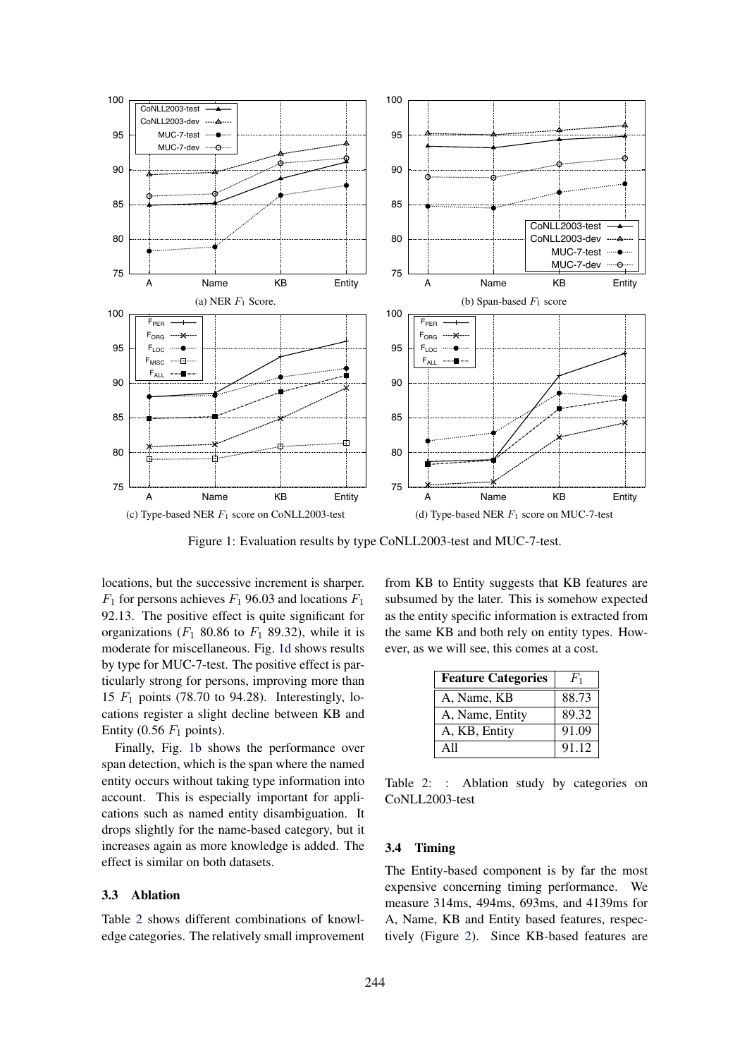(a) NER $F_1$ Score.

(b) Span-based $F_1$ score

(c) Type-based NER $F_1$ score on CoNLL2003-test

(d) Type-based NER $F_1$ score on MUC-7-test

Figure 1: Evaluation results by type CoNLL2003-test and MUC-7-test.

locations, but the successive increment is sharper. $F_1$ for persons achieves $F_1$ 96.03 and locations $F_1$ 92.13. The positive effect is quite significant for organizations ($F_1$ 80.86 to $F_1$ 89.32), while it is moderate for miscellaneous. Fig. 1d shows results by type for MUC-7-test. The positive effect is particularly strong for persons, improving more than 15 $F_1$ points (78.70 to 94.28). Interestingly, locations register a slight decline between KB and Entity (0.56 $F_1$ points).

Finally, Fig. 1b shows the performance over span detection, which is the span where the named entity occurs without taking type information into account. This is especially important for applications such as named entity disambiguation. It drops slightly for the name-based category, but it increases again as more knowledge is added. The effect is similar on both datasets.

### 3.3 Ablation

Table 2 shows different combinations of knowledge categories. The relatively small improvement from KB to Entity suggests that KB features are subsumed by the later. This is somehow expected as the entity specific information is extracted from the same KB and both rely on entity types. However, as we will see, this comes at a cost.

| **Feature Categories** | $F_1$ |
|---|---|
| A, Name, KB | 88.73 |
| A, Name, Entity | 89.32 |
| A, KB, Entity | 91.09 |
| All | 91.12 |

Table 2: : Ablation study by categories on CoNLL2003-test

### 3.4 Timing

The Entity-based component is by far the most expensive concerning timing performance. We measure 314ms, 494ms, 693ms, and 4139ms for A, Name, KB and Entity based features, respectively (Figure 2). Since KB-based features are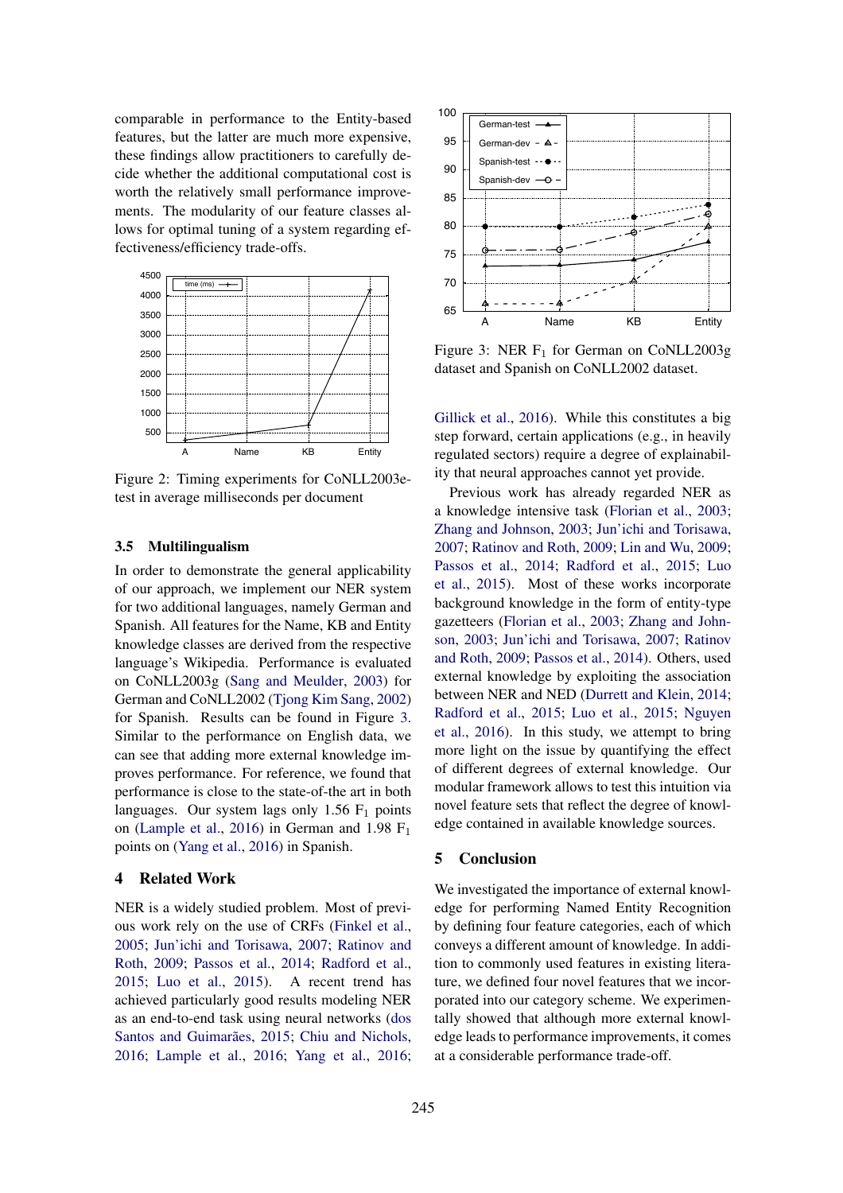comparable in performance to the Entity-based features, but the latter are much more expensive, these findings allow practitioners to carefully decide whether the additional computational cost is worth the relatively small performance improvements. The modularity of our feature classes allows for optimal tuning of a system regarding effectiveness/efficiency trade-offs.

Figure 2: Timing experiments for CoNLL2003e-test in average milliseconds per document

### 3.5 Multilingualism

In order to demonstrate the general applicability of our approach, we implement our NER system for two additional languages, namely German and Spanish. All features for the Name, KB and Entity knowledge classes are derived from the respective language's Wikipedia. Performance is evaluated on CoNLL2003g (Sang and Meulder, 2003) for German and CoNLL2002 (Tjong Kim Sang, 2002) for Spanish. Results can be found in Figure 3. Similar to the performance on English data, we can see that adding more external knowledge improves performance. For reference, we found that performance is close to the state-of-the art in both languages. Our system lags only 1.56 $F_1$ points on (Lample et al., 2016) in German and 1.98 $F_1$ points on (Yang et al., 2016) in Spanish.

Figure 3: NER $F_1$ for German on CoNLL2003g dataset and Spanish on CoNLL2002 dataset.

## 4 Related Work

NER is a widely studied problem. Most of previous work rely on the use of CRFs (Finkel et al., 2005; Jun'ichi and Torisawa, 2007; Ratinov and Roth, 2009; Passos et al., 2014; Radford et al., 2015; Luo et al., 2015). A recent trend has achieved particularly good results modeling NER as an end-to-end task using neural networks (dos Santos and Guimarães, 2015; Chiu and Nichols, 2016; Lample et al., 2016; Yang et al., 2016; Gillick et al., 2016). While this constitutes a big step forward, certain applications (e.g., in heavily regulated sectors) require a degree of explainability that neural approaches cannot yet provide.

Previous work has already regarded NER as a knowledge intensive task (Florian et al., 2003; Zhang and Johnson, 2003; Jun'ichi and Torisawa, 2007; Ratinov and Roth, 2009; Lin and Wu, 2009; Passos et al., 2014; Radford et al., 2015; Luo et al., 2015). Most of these works incorporate background knowledge in the form of entity-type gazetteers (Florian et al., 2003; Zhang and Johnson, 2003; Jun'ichi and Torisawa, 2007; Ratinov and Roth, 2009; Passos et al., 2014). Others, used external knowledge by exploiting the association between NER and NED (Durrett and Klein, 2014; Radford et al., 2015; Luo et al., 2015; Nguyen et al., 2016). In this study, we attempt to bring more light on the issue by quantifying the effect of different degrees of external knowledge. Our modular framework allows to test this intuition via novel feature sets that reflect the degree of knowledge contained in available knowledge sources.

## 5 Conclusion

We investigated the importance of external knowledge for performing Named Entity Recognition by defining four feature categories, each of which conveys a different amount of knowledge. In addition to commonly used features in existing literature, we defined four novel features that we incorporated into our category scheme. We experimentally showed that although more external knowledge leads to performance improvements, it comes at a considerable performance trade-off.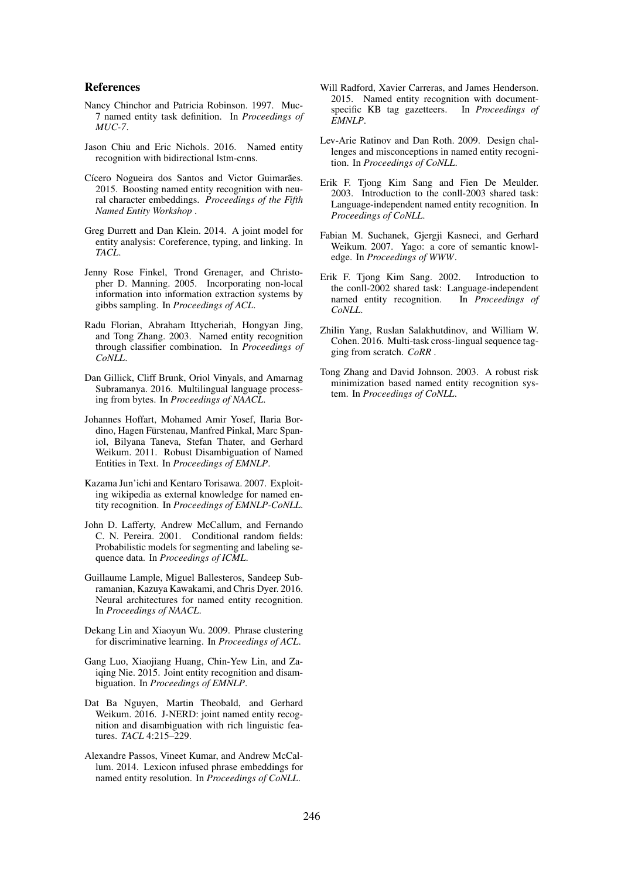## References

Nancy Chinchor and Patricia Robinson. 1997. Muc-7 named entity task definition. In *Proceedings of MUC-7*.

Jason Chiu and Eric Nichols. 2016. Named entity recognition with bidirectional lstm-cnns.

Cícero Nogueira dos Santos and Victor Guimarães. 2015. Boosting named entity recognition with neural character embeddings. *Proceedings of the Fifth Named Entity Workshop* .

Greg Durrett and Dan Klein. 2014. A joint model for entity analysis: Coreference, typing, and linking. In *TACL*.

Jenny Rose Finkel, Trond Grenager, and Christopher D. Manning. 2005. Incorporating non-local information into information extraction systems by gibbs sampling. In *Proceedings of ACL*.

Radu Florian, Abraham Ittycheriah, Hongyan Jing, and Tong Zhang. 2003. Named entity recognition through classifier combination. In *Proceedings of CoNLL*.

Dan Gillick, Cliff Brunk, Oriol Vinyals, and Amarnag Subramanya. 2016. Multilingual language processing from bytes. In *Proceedings of NAACL*.

Johannes Hoffart, Mohamed Amir Yosef, Ilaria Bordino, Hagen Fürstenau, Manfred Pinkal, Marc Spaniol, Bilyana Taneva, Stefan Thater, and Gerhard Weikum. 2011. Robust Disambiguation of Named Entities in Text. In *Proceedings of EMNLP*.

Kazama Jun'ichi and Kentaro Torisawa. 2007. Exploiting wikipedia as external knowledge for named entity recognition. In *Proceedings of EMNLP-CoNLL*.

John D. Lafferty, Andrew McCallum, and Fernando C. N. Pereira. 2001. Conditional random fields: Probabilistic models for segmenting and labeling sequence data. In *Proceedings of ICML*.

Guillaume Lample, Miguel Ballesteros, Sandeep Subramanian, Kazuya Kawakami, and Chris Dyer. 2016. Neural architectures for named entity recognition. In *Proceedings of NAACL*.

Dekang Lin and Xiaoyun Wu. 2009. Phrase clustering for discriminative learning. In *Proceedings of ACL*.

Gang Luo, Xiaojiang Huang, Chin-Yew Lin, and Zaiqing Nie. 2015. Joint entity recognition and disambiguation. In *Proceedings of EMNLP*.

Dat Ba Nguyen, Martin Theobald, and Gerhard Weikum. 2016. J-NERD: joint named entity recognition and disambiguation with rich linguistic features. *TACL* 4:215–229.

Alexandre Passos, Vineet Kumar, and Andrew McCallum. 2014. Lexicon infused phrase embeddings for named entity resolution. In *Proceedings of CoNLL*.

Will Radford, Xavier Carreras, and James Henderson. 2015. Named entity recognition with document-specific KB tag gazetteers. In *Proceedings of EMNLP*.

Lev-Arie Ratinov and Dan Roth. 2009. Design challenges and misconceptions in named entity recognition. In *Proceedings of CoNLL*.

Erik F. Tjong Kim Sang and Fien De Meulder. 2003. Introduction to the conll-2003 shared task: Language-independent named entity recognition. In *Proceedings of CoNLL*.

Fabian M. Suchanek, Gjergji Kasneci, and Gerhard Weikum. 2007. Yago: a core of semantic knowledge. In *Proceedings of WWW*.

Erik F. Tjong Kim Sang. 2002. Introduction to the conll-2002 shared task: Language-independent named entity recognition. In *Proceedings of CoNLL*.

Zhilin Yang, Ruslan Salakhutdinov, and William W. Cohen. 2016. Multi-task cross-lingual sequence tagging from scratch. *CoRR* .

Tong Zhang and David Johnson. 2003. A robust risk minimization based named entity recognition system. In *Proceedings of CoNLL*.